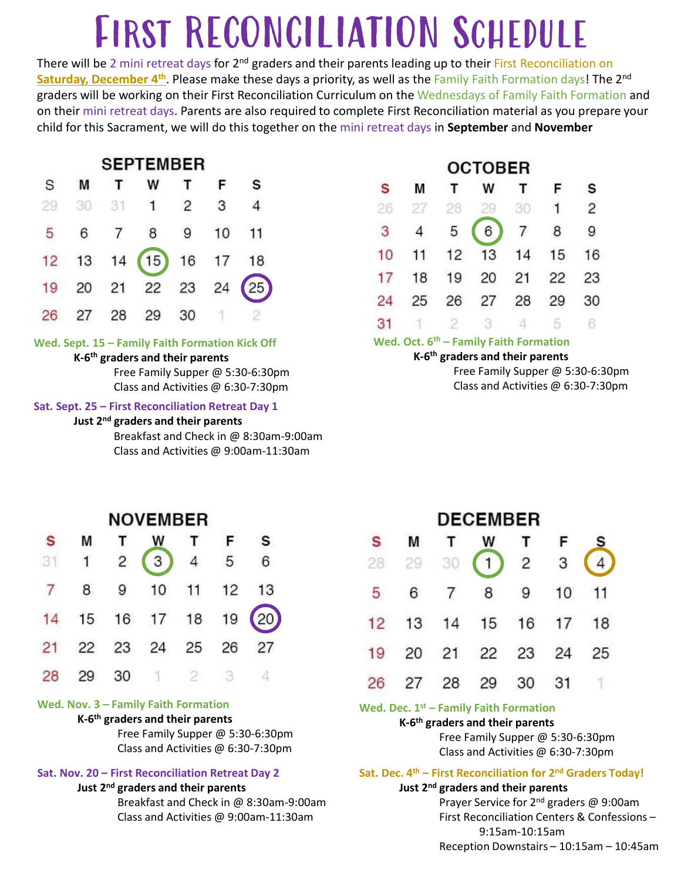# First Reconciliation Schedule

There will be 2 mini retreat days for 2nd graders and their parents leading up to their First Reconciliation on **Saturday, December 4th**. Please make these days a priority, as well as the Family Faith Formation days! The 2nd graders will be working on their First Reconciliation Curriculum on the Wednesdays of Family Faith Formation and on their mini retreat days. Parents are also required to complete First Reconciliation material as you prepare your child for this Sacrament, we will do this together on the mini retreat days in **September** and **November**

## SEPTEMBER

| S | M | T | W | T | F | S |
|---|---|---|---|---|---|---|
| 29 | 30 | 31 | 1 | 2 | 3 | 4 |
| 5 | 6 | 7 | 8 | 9 | 10 | 11 |
| 12 | 13 | 14 | 15 | 16 | 17 | 18 |
| 19 | 20 | 21 | 22 | 23 | 24 | 25 |
| 26 | 27 | 28 | 29 | 30 | 1 | 2 |

**Wed. Sept. 15 – Family Faith Formation Kick Off**
**K-6th graders and their parents**
Free Family Supper @ 5:30-6:30pm
Class and Activities @ 6:30-7:30pm

**Sat. Sept. 25 – First Reconciliation Retreat Day 1**
**Just 2nd graders and their parents**
Breakfast and Check in @ 8:30am-9:00am
Class and Activities @ 9:00am-11:30am

## OCTOBER

| S | M | T | W | T | F | S |
|---|---|---|---|---|---|---|
| 26 | 27 | 28 | 29 | 30 | 1 | 2 |
| 3 | 4 | 5 | 6 | 7 | 8 | 9 |
| 10 | 11 | 12 | 13 | 14 | 15 | 16 |
| 17 | 18 | 19 | 20 | 21 | 22 | 23 |
| 24 | 25 | 26 | 27 | 28 | 29 | 30 |
| 31 | 1 | 2 | 3 | 4 | 5 | 6 |

**Wed. Oct. 6th – Family Faith Formation**
**K-6th graders and their parents**
Free Family Supper @ 5:30-6:30pm
Class and Activities @ 6:30-7:30pm

## NOVEMBER

| S | M | T | W | T | F | S |
|---|---|---|---|---|---|---|
| 31 | 1 | 2 | 3 | 4 | 5 | 6 |
| 7 | 8 | 9 | 10 | 11 | 12 | 13 |
| 14 | 15 | 16 | 17 | 18 | 19 | 20 |
| 21 | 22 | 23 | 24 | 25 | 26 | 27 |
| 28 | 29 | 30 | 1 | 2 | 3 | 4 |

**Wed. Nov. 3 – Family Faith Formation**
**K-6th graders and their parents**
Free Family Supper @ 5:30-6:30pm
Class and Activities @ 6:30-7:30pm

**Sat. Nov. 20 – First Reconciliation Retreat Day 2**
**Just 2nd graders and their parents**
Breakfast and Check in @ 8:30am-9:00am
Class and Activities @ 9:00am-11:30am

## DECEMBER

| S | M | T | W | T | F | S |
|---|---|---|---|---|---|---|
| 28 | 29 | 30 | 1 | 2 | 3 | 4 |
| 5 | 6 | 7 | 8 | 9 | 10 | 11 |
| 12 | 13 | 14 | 15 | 16 | 17 | 18 |
| 19 | 20 | 21 | 22 | 23 | 24 | 25 |
| 26 | 27 | 28 | 29 | 30 | 31 | 1 |

**Wed. Dec. 1st – Family Faith Formation**
**K-6th graders and their parents**
Free Family Supper @ 5:30-6:30pm
Class and Activities @ 6:30-7:30pm

**Sat. Dec. 4th – First Reconciliation for 2nd Graders Today!**
**Just 2nd graders and their parents**
Prayer Service for 2nd graders @ 9:00am
First Reconciliation Centers & Confessions – 9:15am-10:15am
Reception Downstairs – 10:15am – 10:45am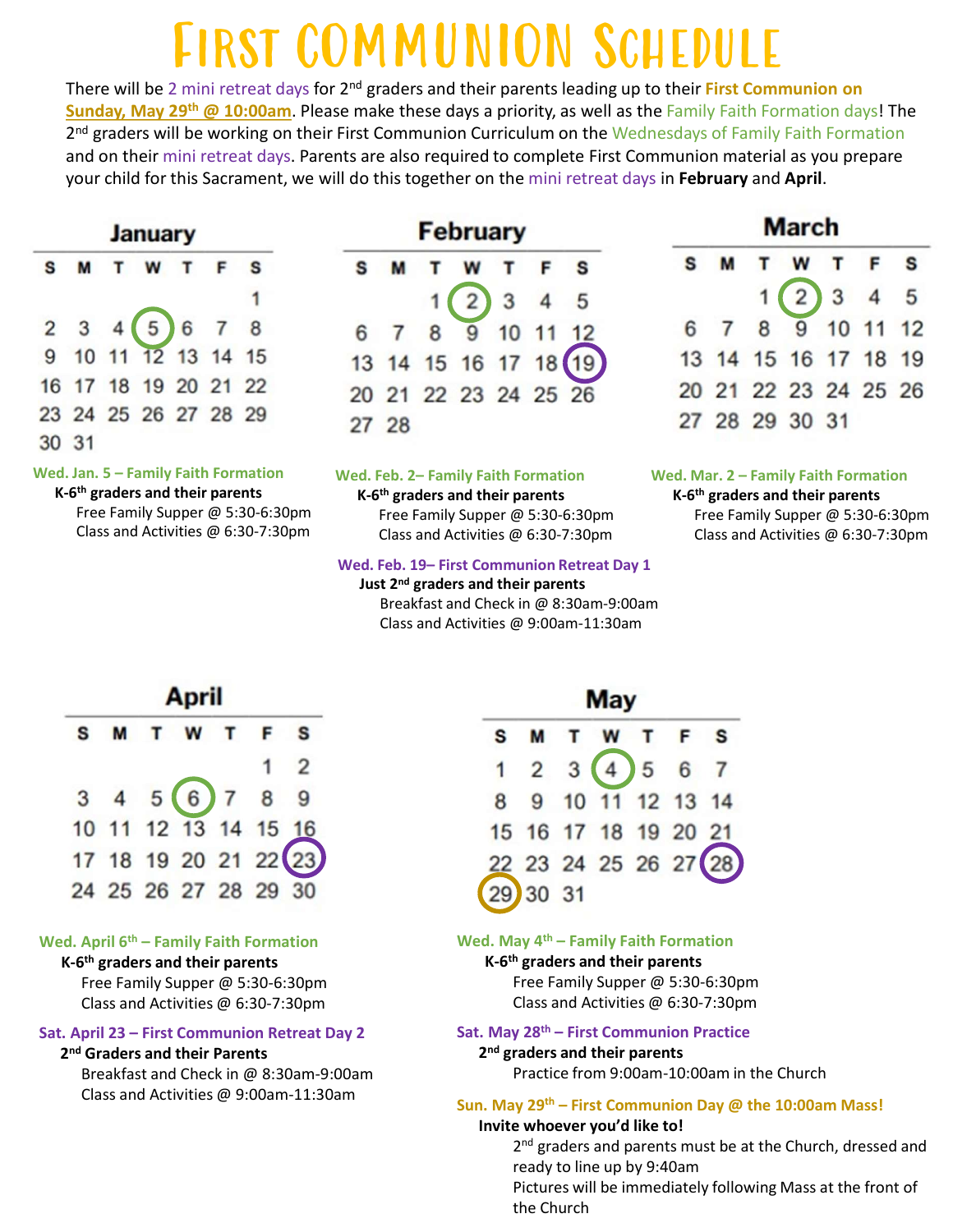# First Communion Schedule

There will be 2 mini retreat days for 2nd graders and their parents leading up to their **First Communion on Sunday, May 29th @ 10:00am**. Please make these days a priority, as well as the Family Faith Formation days! The 2nd graders will be working on their First Communion Curriculum on the Wednesdays of Family Faith Formation and on their mini retreat days. Parents are also required to complete First Communion material as you prepare your child for this Sacrament, we will do this together on the mini retreat days in **February** and **April**.

## January

| S | M | T | W | T | F | S |
|---|---|---|---|---|---|---|
| | | | | | | 1 |
| 2 | 3 | 4 | 5 | 6 | 7 | 8 |
| 9 | 10 | 11 | 12 | 13 | 14 | 15 |
| 16 | 17 | 18 | 19 | 20 | 21 | 22 |
| 23 | 24 | 25 | 26 | 27 | 28 | 29 |
| 30 | 31 | | | | | |

**Wed. Jan. 5 – Family Faith Formation**
**K-6th graders and their parents**
Free Family Supper @ 5:30-6:30pm
Class and Activities @ 6:30-7:30pm

## February

| S | M | T | W | T | F | S |
|---|---|---|---|---|---|---|
| | | 1 | 2 | 3 | 4 | 5 |
| 6 | 7 | 8 | 9 | 10 | 11 | 12 |
| 13 | 14 | 15 | 16 | 17 | 18 | 19 |
| 20 | 21 | 22 | 23 | 24 | 25 | 26 |
| 27 | 28 | | | | | |

**Wed. Feb. 2– Family Faith Formation**
**K-6th graders and their parents**
Free Family Supper @ 5:30-6:30pm
Class and Activities @ 6:30-7:30pm

**Wed. Feb. 19– First Communion Retreat Day 1**
**Just 2nd graders and their parents**
Breakfast and Check in @ 8:30am-9:00am
Class and Activities @ 9:00am-11:30am

## March

| S | M | T | W | T | F | S |
|---|---|---|---|---|---|---|
| | | 1 | 2 | 3 | 4 | 5 |
| 6 | 7 | 8 | 9 | 10 | 11 | 12 |
| 13 | 14 | 15 | 16 | 17 | 18 | 19 |
| 20 | 21 | 22 | 23 | 24 | 25 | 26 |
| 27 | 28 | 29 | 30 | 31 | | |

**Wed. Mar. 2 – Family Faith Formation**
**K-6th graders and their parents**
Free Family Supper @ 5:30-6:30pm
Class and Activities @ 6:30-7:30pm

## April

| S | M | T | W | T | F | S |
|---|---|---|---|---|---|---|
| | | | | | 1 | 2 |
| 3 | 4 | 5 | 6 | 7 | 8 | 9 |
| 10 | 11 | 12 | 13 | 14 | 15 | 16 |
| 17 | 18 | 19 | 20 | 21 | 22 | 23 |
| 24 | 25 | 26 | 27 | 28 | 29 | 30 |

**Wed. April 6th – Family Faith Formation**
**K-6th graders and their parents**
Free Family Supper @ 5:30-6:30pm
Class and Activities @ 6:30-7:30pm

**Sat. April 23 – First Communion Retreat Day 2**
**2nd Graders and their Parents**
Breakfast and Check in @ 8:30am-9:00am
Class and Activities @ 9:00am-11:30am

## May

| S | M | T | W | T | F | S |
|---|---|---|---|---|---|---|
| 1 | 2 | 3 | 4 | 5 | 6 | 7 |
| 8 | 9 | 10 | 11 | 12 | 13 | 14 |
| 15 | 16 | 17 | 18 | 19 | 20 | 21 |
| 22 | 23 | 24 | 25 | 26 | 27 | 28 |
| 29 | 30 | 31 | | | | |

**Wed. May 4th – Family Faith Formation**
**K-6th graders and their parents**
Free Family Supper @ 5:30-6:30pm
Class and Activities @ 6:30-7:30pm

**Sat. May 28th – First Communion Practice**
**2nd graders and their parents**
Practice from 9:00am-10:00am in the Church

**Sun. May 29th – First Communion Day @ the 10:00am Mass!**
**Invite whoever you'd like to!**
2nd graders and parents must be at the Church, dressed and ready to line up by 9:40am
Pictures will be immediately following Mass at the front of the Church